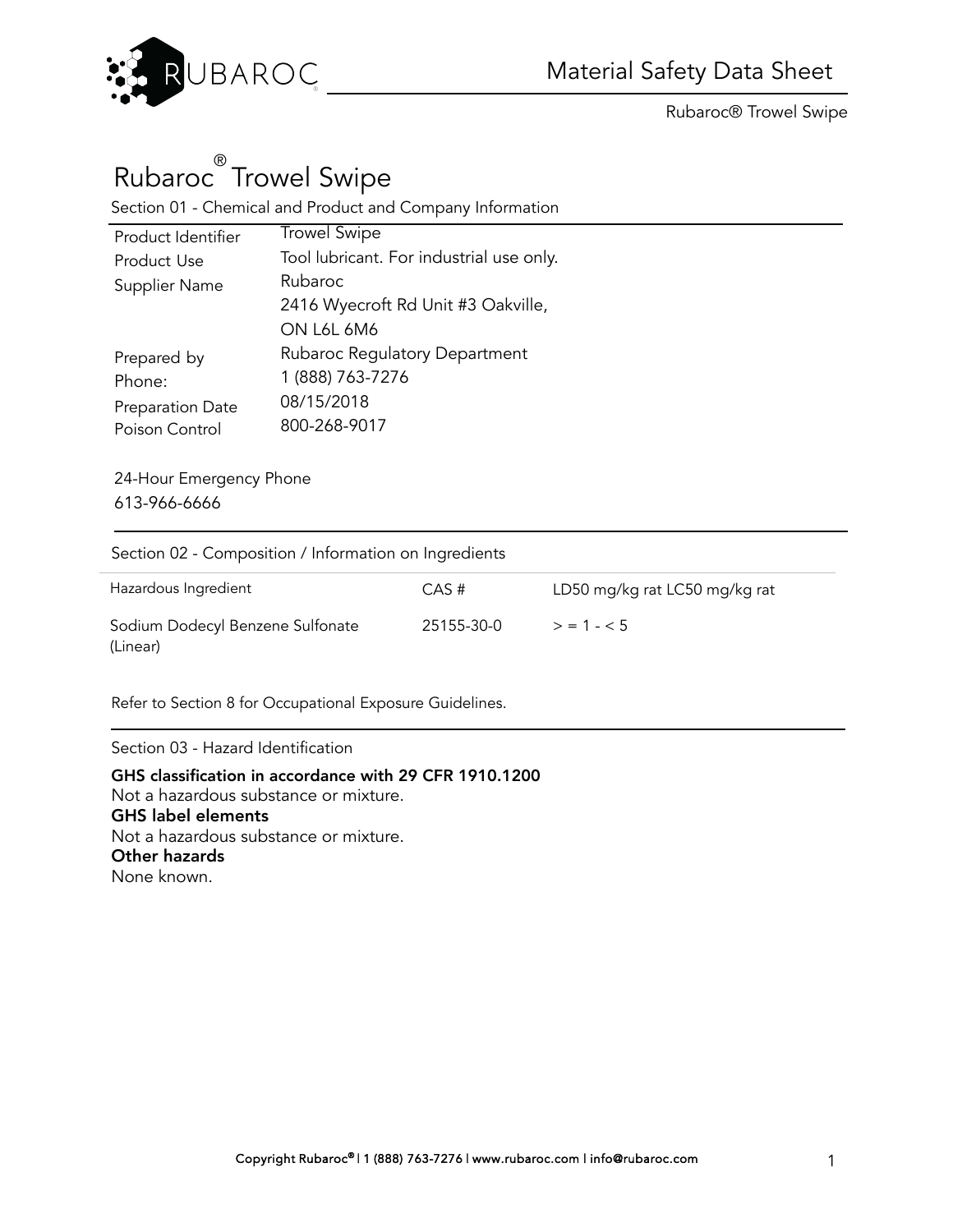# Material Safety Data Sheet

Rubaroc® Trowel Swipe

# Rubaroc® Trowel Swipe

## Section 01 - Chemical and Product and Company Information

| | |
|---|---|
| Product Identifier | Trowel Swipe |
| Product Use | Tool lubricant. For industrial use only. |
| Supplier Name | Rubaroc<br>2416 Wyecroft Rd Unit #3 Oakville,<br>ON L6L 6M6 |
| Prepared by | Rubaroc Regulatory Department |
| Phone: | 1 (888) 763-7276 |
| Preparation Date | 08/15/2018 |
| Poison Control | 800-268-9017 |

24-Hour Emergency Phone
613-966-6666

## Section 02 - Composition / Information on Ingredients

| Hazardous Ingredient | CAS # | LD50 mg/kg rat LC50 mg/kg rat |
|---|---|---|
| Sodium Dodecyl Benzene Sulfonate (Linear) | 25155-30-0 | > = 1 - < 5 |

Refer to Section 8 for Occupational Exposure Guidelines.

## Section 03 - Hazard Identification

**GHS classification in accordance with 29 CFR 1910.1200**
Not a hazardous substance or mixture.
**GHS label elements**
Not a hazardous substance or mixture.
**Other hazards**
None known.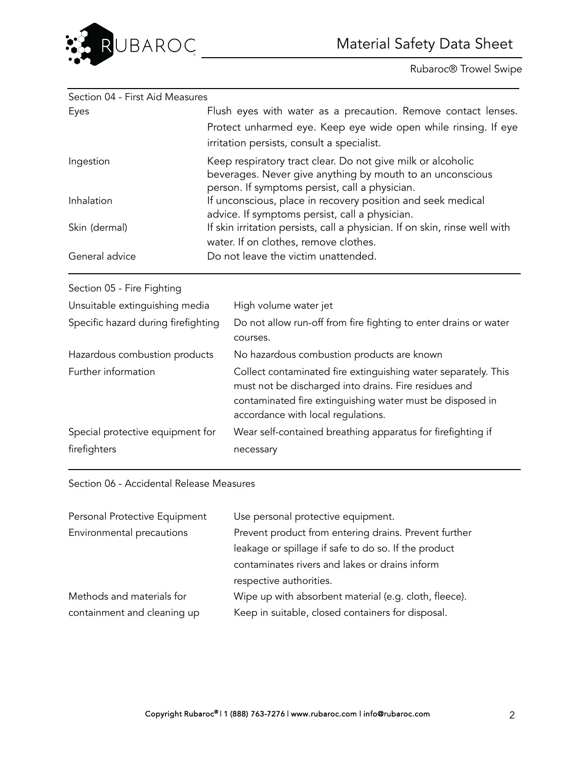## Section 04 - First Aid Measures

| | |
|---|---|
| Eyes | Flush eyes with water as a precaution. Remove contact lenses. Protect unharmed eye. Keep eye wide open while rinsing. If eye irritation persists, consult a specialist. |
| Ingestion | Keep respiratory tract clear. Do not give milk or alcoholic beverages. Never give anything by mouth to an unconscious person. If symptoms persist, call a physician. |
| Inhalation | If unconscious, place in recovery position and seek medical advice. If symptoms persist, call a physician. |
| Skin (dermal) | If skin irritation persists, call a physician. If on skin, rinse well with water. If on clothes, remove clothes. |
| General advice | Do not leave the victim unattended. |

## Section 05 - Fire Fighting

| | |
|---|---|
| Unsuitable extinguishing media | High volume water jet |
| Specific hazard during firefighting | Do not allow run-off from fire fighting to enter drains or water courses. |
| Hazardous combustion products | No hazardous combustion products are known |
| Further information | Collect contaminated fire extinguishing water separately. This must not be discharged into drains. Fire residues and contaminated fire extinguishing water must be disposed in accordance with local regulations. |
| Special protective equipment for firefighters | Wear self-contained breathing apparatus for firefighting if necessary |

## Section 06 - Accidental Release Measures

| | |
|---|---|
| Personal Protective Equipment | Use personal protective equipment. |
| Environmental precautions | Prevent product from entering drains. Prevent further leakage or spillage if safe to do so. If the product contaminates rivers and lakes or drains inform respective authorities. |
| Methods and materials for containment and cleaning up | Wipe up with absorbent material (e.g. cloth, fleece). Keep in suitable, closed containers for disposal. |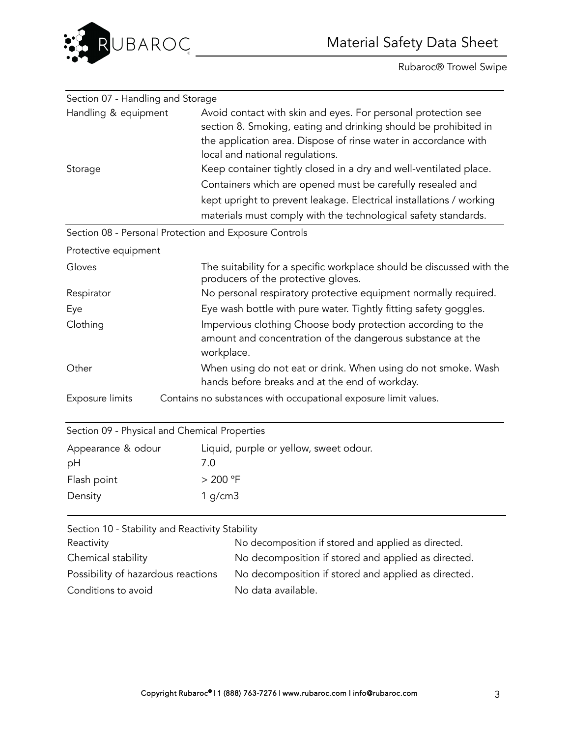## Section 07 - Handling and Storage

| | |
|---|---|
| Handling & equipment | Avoid contact with skin and eyes. For personal protection see section 8. Smoking, eating and drinking should be prohibited in the application area. Dispose of rinse water in accordance with local and national regulations. |
| Storage | Keep container tightly closed in a dry and well-ventilated place. Containers which are opened must be carefully resealed and kept upright to prevent leakage. Electrical installations / working materials must comply with the technological safety standards. |

## Section 08 - Personal Protection and Exposure Controls

Protective equipment

| | |
|---|---|
| Gloves | The suitability for a specific workplace should be discussed with the producers of the protective gloves. |
| Respirator | No personal respiratory protective equipment normally required. |
| Eye | Eye wash bottle with pure water. Tightly fitting safety goggles. |
| Clothing | Impervious clothing Choose body protection according to the amount and concentration of the dangerous substance at the workplace. |
| Other | When using do not eat or drink. When using do not smoke. Wash hands before breaks and at the end of workday. |
| Exposure limits | Contains no substances with occupational exposure limit values. |

## Section 09 - Physical and Chemical Properties

| | |
|---|---|
| Appearance & odour | Liquid, purple or yellow, sweet odour. |
| pH | 7.0 |
| Flash point | > 200 °F |
| Density | 1 g/cm3 |

## Section 10 - Stability and Reactivity Stability

| | |
|---|---|
| Reactivity | No decomposition if stored and applied as directed. |
| Chemical stability | No decomposition if stored and applied as directed. |
| Possibility of hazardous reactions | No decomposition if stored and applied as directed. |
| Conditions to avoid | No data available. |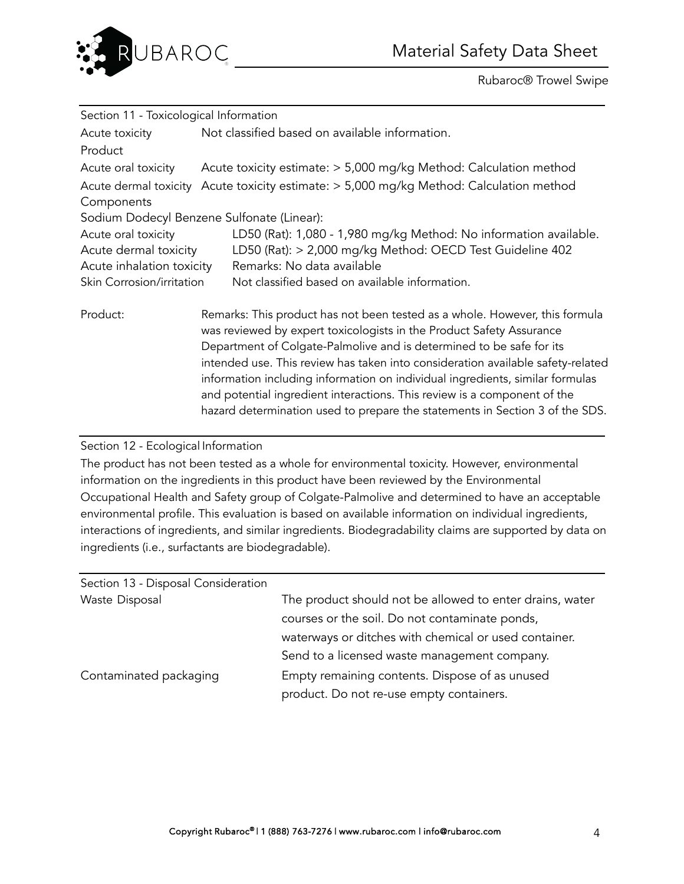## Section 11 - Toxicological Information

| | |
|---|---|
| Acute toxicity | Not classified based on available information. |
| **Product** | |
| Acute oral toxicity | Acute toxicity estimate: > 5,000 mg/kg Method: Calculation method |
| Acute dermal toxicity | Acute toxicity estimate: > 5,000 mg/kg Method: Calculation method |
| **Components** | |

Sodium Dodecyl Benzene Sulfonate (Linear):

| | |
|---|---|
| Acute oral toxicity | LD50 (Rat): 1,080 - 1,980 mg/kg Method: No information available. |
| Acute dermal toxicity | LD50 (Rat): > 2,000 mg/kg Method: OECD Test Guideline 402 |
| Acute inhalation toxicity | Remarks: No data available |
| Skin Corrosion/irritation | Not classified based on available information. |

Product: Remarks: This product has not been tested as a whole. However, this formula was reviewed by expert toxicologists in the Product Safety Assurance Department of Colgate-Palmolive and is determined to be safe for its intended use. This review has taken into consideration available safety-related information including information on individual ingredients, similar formulas and potential ingredient interactions. This review is a component of the hazard determination used to prepare the statements in Section 3 of the SDS.

## Section 12 - Ecological Information

The product has not been tested as a whole for environmental toxicity. However, environmental information on the ingredients in this product have been reviewed by the Environmental Occupational Health and Safety group of Colgate-Palmolive and determined to have an acceptable environmental profile. This evaluation is based on available information on individual ingredients, interactions of ingredients, and similar ingredients. Biodegradability claims are supported by data on ingredients (i.e., surfactants are biodegradable).

## Section 13 - Disposal Consideration

| | |
|---|---|
| Waste Disposal | The product should not be allowed to enter drains, water courses or the soil. Do not contaminate ponds, waterways or ditches with chemical or used container. Send to a licensed waste management company. |
| Contaminated packaging | Empty remaining contents. Dispose of as unused product. Do not re-use empty containers. |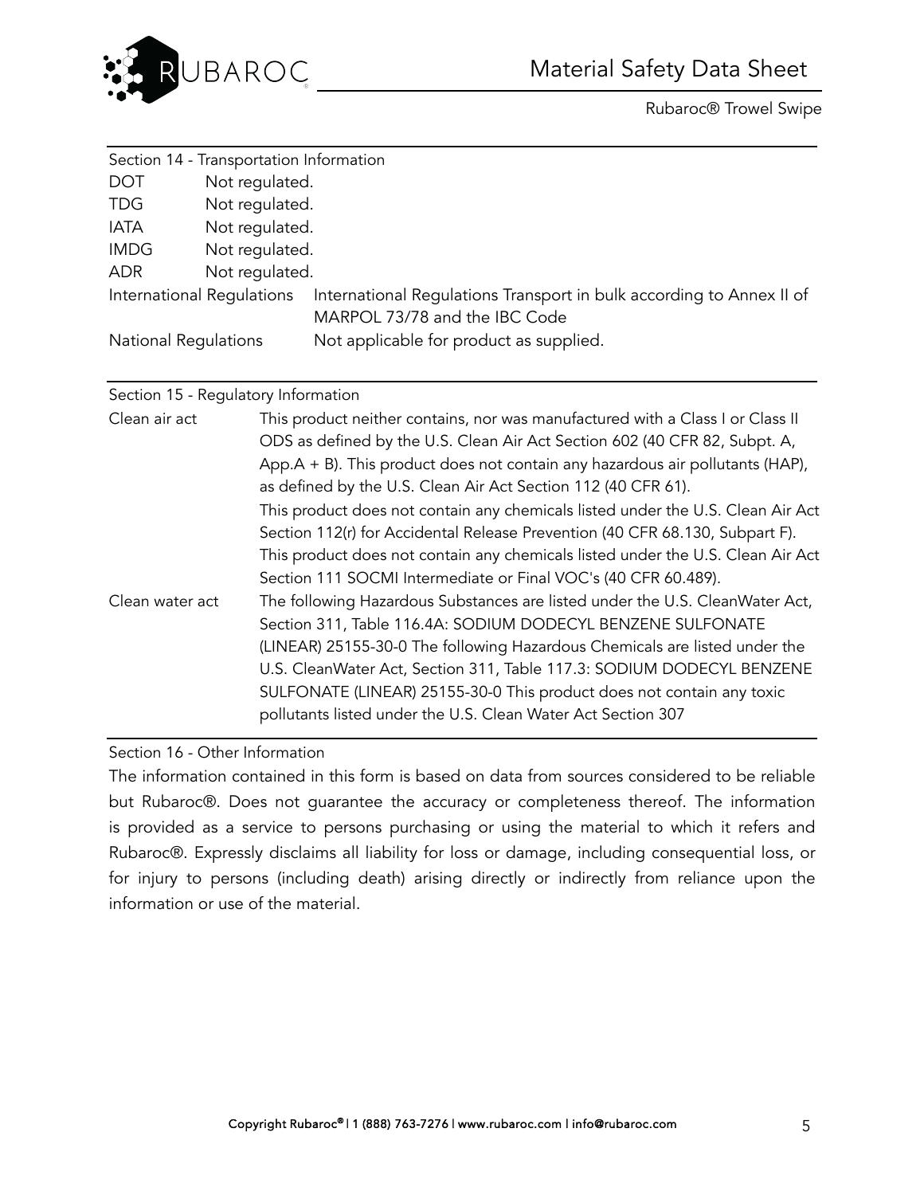## Section 14 - Transportation Information

| | |
|---|---|
| DOT | Not regulated. |
| TDG | Not regulated. |
| IATA | Not regulated. |
| IMDG | Not regulated. |
| ADR | Not regulated. |
| International Regulations | International Regulations Transport in bulk according to Annex II of MARPOL 73/78 and the IBC Code |
| National Regulations | Not applicable for product as supplied. |

## Section 15 - Regulatory Information

| | |
|---|---|
| Clean air act | This product neither contains, nor was manufactured with a Class I or Class II ODS as defined by the U.S. Clean Air Act Section 602 (40 CFR 82, Subpt. A, App.A + B). This product does not contain any hazardous air pollutants (HAP), as defined by the U.S. Clean Air Act Section 112 (40 CFR 61). This product does not contain any chemicals listed under the U.S. Clean Air Act Section 112(r) for Accidental Release Prevention (40 CFR 68.130, Subpart F). This product does not contain any chemicals listed under the U.S. Clean Air Act Section 111 SOCMI Intermediate or Final VOC's (40 CFR 60.489). |
| Clean water act | The following Hazardous Substances are listed under the U.S. CleanWater Act, Section 311, Table 116.4A: SODIUM DODECYL BENZENE SULFONATE (LINEAR) 25155-30-0 The following Hazardous Chemicals are listed under the U.S. CleanWater Act, Section 311, Table 117.3: SODIUM DODECYL BENZENE SULFONATE (LINEAR) 25155-30-0 This product does not contain any toxic pollutants listed under the U.S. Clean Water Act Section 307 |

## Section 16 - Other Information

The information contained in this form is based on data from sources considered to be reliable but Rubaroc®. Does not guarantee the accuracy or completeness thereof. The information is provided as a service to persons purchasing or using the material to which it refers and Rubaroc®. Expressly disclaims all liability for loss or damage, including consequential loss, or for injury to persons (including death) arising directly or indirectly from reliance upon the information or use of the material.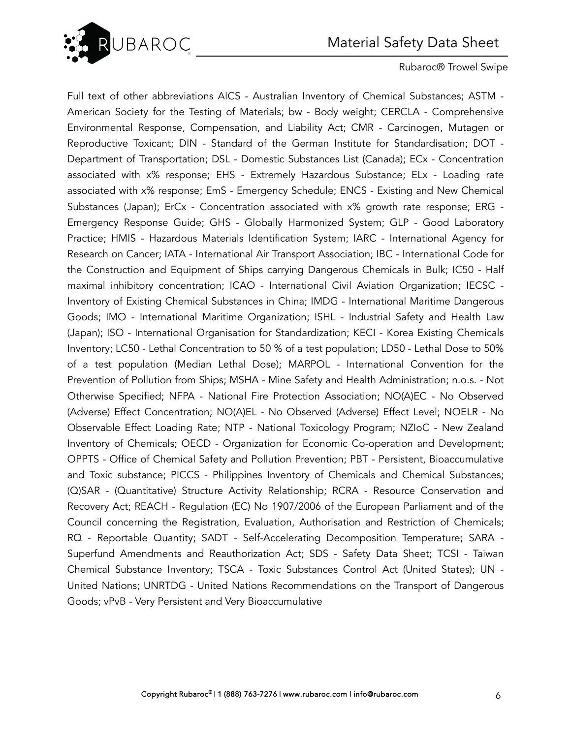Full text of other abbreviations AICS - Australian Inventory of Chemical Substances; ASTM - American Society for the Testing of Materials; bw - Body weight; CERCLA - Comprehensive Environmental Response, Compensation, and Liability Act; CMR - Carcinogen, Mutagen or Reproductive Toxicant; DIN - Standard of the German Institute for Standardisation; DOT - Department of Transportation; DSL - Domestic Substances List (Canada); ECx - Concentration associated with x% response; EHS - Extremely Hazardous Substance; ELx - Loading rate associated with x% response; EmS - Emergency Schedule; ENCS - Existing and New Chemical Substances (Japan); ErCx - Concentration associated with x% growth rate response; ERG - Emergency Response Guide; GHS - Globally Harmonized System; GLP - Good Laboratory Practice; HMIS - Hazardous Materials Identification System; IARC - International Agency for Research on Cancer; IATA - International Air Transport Association; IBC - International Code for the Construction and Equipment of Ships carrying Dangerous Chemicals in Bulk; IC50 - Half maximal inhibitory concentration; ICAO - International Civil Aviation Organization; IECSC - Inventory of Existing Chemical Substances in China; IMDG - International Maritime Dangerous Goods; IMO - International Maritime Organization; ISHL - Industrial Safety and Health Law (Japan); ISO - International Organisation for Standardization; KECI - Korea Existing Chemicals Inventory; LC50 - Lethal Concentration to 50 % of a test population; LD50 - Lethal Dose to 50% of a test population (Median Lethal Dose); MARPOL - International Convention for the Prevention of Pollution from Ships; MSHA - Mine Safety and Health Administration; n.o.s. - Not Otherwise Specified; NFPA - National Fire Protection Association; NO(A)EC - No Observed (Adverse) Effect Concentration; NO(A)EL - No Observed (Adverse) Effect Level; NOELR - No Observable Effect Loading Rate; NTP - National Toxicology Program; NZIoC - New Zealand Inventory of Chemicals; OECD - Organization for Economic Co-operation and Development; OPPTS - Office of Chemical Safety and Pollution Prevention; PBT - Persistent, Bioaccumulative and Toxic substance; PICCS - Philippines Inventory of Chemicals and Chemical Substances; (Q)SAR - (Quantitative) Structure Activity Relationship; RCRA - Resource Conservation and Recovery Act; REACH - Regulation (EC) No 1907/2006 of the European Parliament and of the Council concerning the Registration, Evaluation, Authorisation and Restriction of Chemicals; RQ - Reportable Quantity; SADT - Self-Accelerating Decomposition Temperature; SARA - Superfund Amendments and Reauthorization Act; SDS - Safety Data Sheet; TCSI - Taiwan Chemical Substance Inventory; TSCA - Toxic Substances Control Act (United States); UN - United Nations; UNRTDG - United Nations Recommendations on the Transport of Dangerous Goods; vPvB - Very Persistent and Very Bioaccumulative